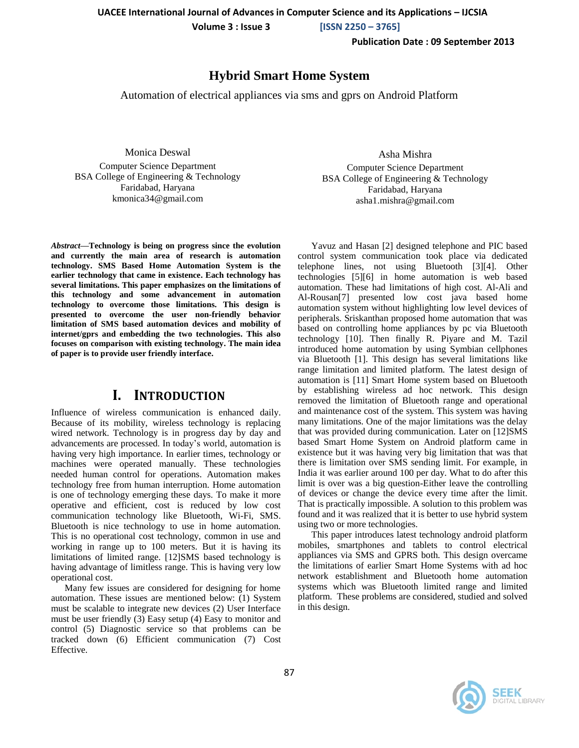# Hybrid Smart Home System

Automation of electrical appliances via sms and gprs on Android Platform

Monica Deswal
Computer Science Department
BSA College of Engineering & Technology
Faridabad, Haryana
kmonica34@gmail.com

Asha Mishra
Computer Science Department
BSA College of Engineering & Technology
Faridabad, Haryana
asha1.mishra@gmail.com

***Abstract*—Technology is being on progress since the evolution and currently the main area of research is automation technology. SMS Based Home Automation System is the earlier technology that came in existence. Each technology has several limitations. This paper emphasizes on the limitations of this technology and some advancement in automation technology to overcome those limitations. This design is presented to overcome the user non-friendly behavior limitation of SMS based automation devices and mobility of internet/gprs and embedding the two technologies. This also focuses on comparison with existing technology. The main idea of paper is to provide user friendly interface.**

## I. Introduction

Influence of wireless communication is enhanced daily. Because of its mobility, wireless technology is replacing wired network. Technology is in progress day by day and advancements are processed. In today's world, automation is having very high importance. In earlier times, technology or machines were operated manually. These technologies needed human control for operations. Automation makes technology free from human interruption. Home automation is one of technology emerging these days. To make it more operative and efficient, cost is reduced by low cost communication technology like Bluetooth, Wi-Fi, SMS. Bluetooth is nice technology to use in home automation. This is no operational cost technology, common in use and working in range up to 100 meters. But it is having its limitations of limited range. [12]SMS based technology is having advantage of limitless range. This is having very low operational cost.

Many few issues are considered for designing for home automation. These issues are mentioned below: (1) System must be scalable to integrate new devices (2) User Interface must be user friendly (3) Easy setup (4) Easy to monitor and control (5) Diagnostic service so that problems can be tracked down (6) Efficient communication (7) Cost Effective.

Yavuz and Hasan [2] designed telephone and PIC based control system communication took place via dedicated telephone lines, not using Bluetooth [3][4]. Other technologies [5][6] in home automation is web based automation. These had limitations of high cost. Al-Ali and Al-Rousan[7] presented low cost java based home automation system without highlighting low level devices of peripherals. Sriskanthan proposed home automation that was based on controlling home appliances by pc via Bluetooth technology [10]. Then finally R. Piyare and M. Tazil introduced home automation by using Symbian cellphones via Bluetooth [1]. This design has several limitations like range limitation and limited platform. The latest design of automation is [11] Smart Home system based on Bluetooth by establishing wireless ad hoc network. This design removed the limitation of Bluetooth range and operational and maintenance cost of the system. This system was having many limitations. One of the major limitations was the delay that was provided during communication. Later on [12]SMS based Smart Home System on Android platform came in existence but it was having very big limitation that was that there is limitation over SMS sending limit. For example, in India it was earlier around 100 per day. What to do after this limit is over was a big question-Either leave the controlling of devices or change the device every time after the limit. That is practically impossible. A solution to this problem was found and it was realized that it is better to use hybrid system using two or more technologies.

This paper introduces latest technology android platform mobiles, smartphones and tablets to control electrical appliances via SMS and GPRS both. This design overcame the limitations of earlier Smart Home Systems with ad hoc network establishment and Bluetooth home automation systems which was Bluetooth limited range and limited platform. These problems are considered, studied and solved in this design.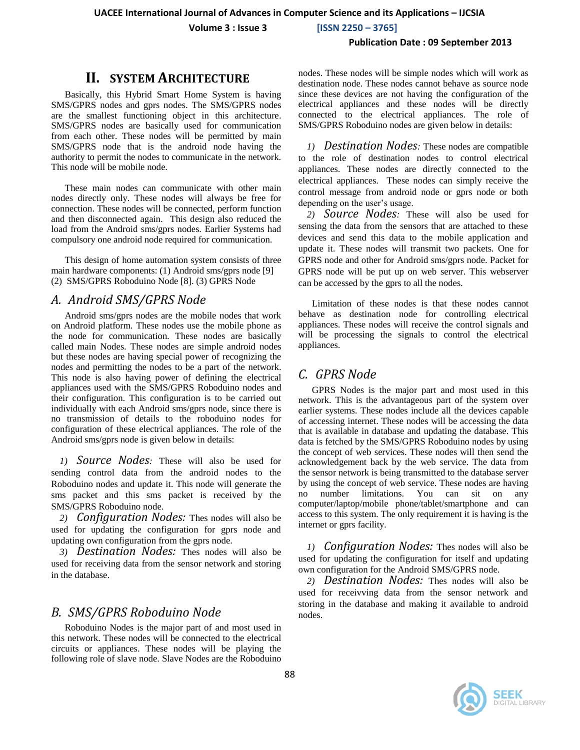## II. SYSTEM ARCHITECTURE

Basically, this Hybrid Smart Home System is having SMS/GPRS nodes and gprs nodes. The SMS/GPRS nodes are the smallest functioning object in this architecture. SMS/GPRS nodes are basically used for communication from each other. These nodes will be permitted by main SMS/GPRS node that is the android node having the authority to permit the nodes to communicate in the network. This node will be mobile node.

These main nodes can communicate with other main nodes directly only. These nodes will always be free for connection. These nodes will be connected, perform function and then disconnected again. This design also reduced the load from the Android sms/gprs nodes. Earlier Systems had compulsory one android node required for communication.

This design of home automation system consists of three main hardware components: (1) Android sms/gprs node [9] (2) SMS/GPRS Roboduino Node [8]. (3) GPRS Node

### A. Android SMS/GPRS Node

Android sms/gprs nodes are the mobile nodes that work on Android platform. These nodes use the mobile phone as the node for communication. These nodes are basically called main Nodes. These nodes are simple android nodes but these nodes are having special power of recognizing the nodes and permitting the nodes to be a part of the network. This node is also having power of defining the electrical appliances used with the SMS/GPRS Roboduino nodes and their configuration. This configuration is to be carried out individually with each Android sms/gprs node, since there is no transmission of details to the roboduino nodes for configuration of these electrical appliances. The role of the Android sms/gprs node is given below in details:

*1) Source Nodes:* These will also be used for sending control data from the android nodes to the Roboduino nodes and update it. This node will generate the sms packet and this sms packet is received by the SMS/GPRS Roboduino node.

*2) Configuration Nodes:* Thes nodes will also be used for updating the configuration for gprs node and updating own configuration from the gprs node.

*3) Destination Nodes:* Thes nodes will also be used for receiving data from the sensor network and storing in the database.

### B. SMS/GPRS Roboduino Node

Roboduino Nodes is the major part of and most used in this network. These nodes will be connected to the electrical circuits or appliances. These nodes will be playing the following role of slave node. Slave Nodes are the Roboduino nodes. These nodes will be simple nodes which will work as destination node. These nodes cannot behave as source node since these devices are not having the configuration of the electrical appliances and these nodes will be directly connected to the electrical appliances. The role of SMS/GPRS Roboduino nodes are given below in details:

*1) Destination Nodes:* These nodes are compatible to the role of destination nodes to control electrical appliances. These nodes are directly connected to the electrical appliances. These nodes can simply receive the control message from android node or gprs node or both depending on the user's usage.

*2) Source Nodes:* These will also be used for sensing the data from the sensors that are attached to these devices and send this data to the mobile application and update it. These nodes will transmit two packets. One for GPRS node and other for Android sms/gprs node. Packet for GPRS node will be put up on web server. This webserver can be accessed by the gprs to all the nodes.

Limitation of these nodes is that these nodes cannot behave as destination node for controlling electrical appliances. These nodes will receive the control signals and will be processing the signals to control the electrical appliances.

### C. GPRS Node

GPRS Nodes is the major part and most used in this network. This is the advantageous part of the system over earlier systems. These nodes include all the devices capable of accessing internet. These nodes will be accessing the data that is available in database and updating the database. This data is fetched by the SMS/GPRS Roboduino nodes by using the concept of web services. These nodes will then send the acknowledgement back by the web service. The data from the sensor network is being transmitted to the database server by using the concept of web service. These nodes are having no number limitations. You can sit on any computer/laptop/mobile phone/tablet/smartphone and can access to this system. The only requirement it is having is the internet or gprs facility.

*1) Configuration Nodes:* Thes nodes will also be used for updating the configuration for itself and updating own configuration for the Android SMS/GPRS node.

*2) Destination Nodes:* Thes nodes will also be used for receivving data from the sensor network and storing in the database and making it available to android nodes.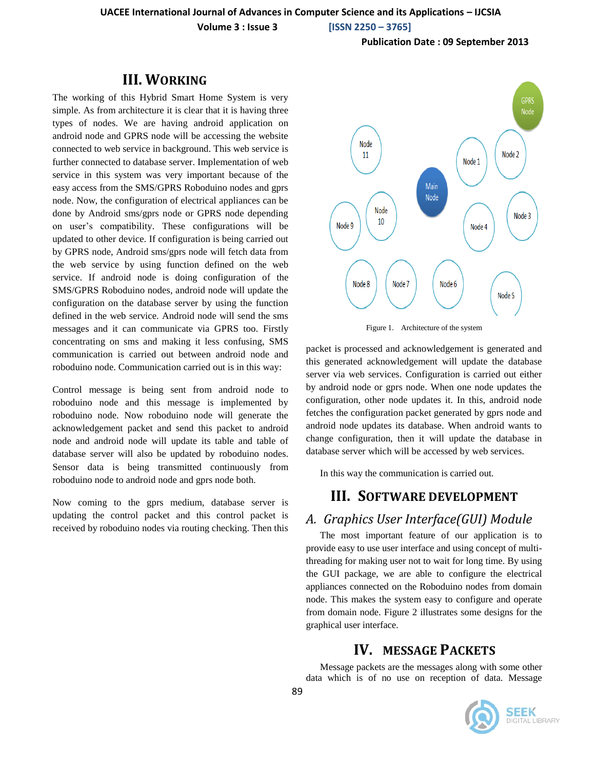## III. WORKING

The working of this Hybrid Smart Home System is very simple. As from architecture it is clear that it is having three types of nodes. We are having android application on android node and GPRS node will be accessing the website connected to web service in background. This web service is further connected to database server. Implementation of web service in this system was very important because of the easy access from the SMS/GPRS Roboduino nodes and gprs node. Now, the configuration of electrical appliances can be done by Android sms/gprs node or GPRS node depending on user's compatibility. These configurations will be updated to other device. If configuration is being carried out by GPRS node, Android sms/gprs node will fetch data from the web service by using function defined on the web service. If android node is doing configuration of the SMS/GPRS Roboduino nodes, android node will update the configuration on the database server by using the function defined in the web service. Android node will send the sms messages and it can communicate via GPRS too. Firstly concentrating on sms and making it less confusing, SMS communication is carried out between android node and roboduino node. Communication carried out is in this way:

Control message is being sent from android node to roboduino node and this message is implemented by roboduino node. Now roboduino node will generate the acknowledgement packet and send this packet to android node and android node will update its table and table of database server will also be updated by roboduino nodes. Sensor data is being transmitted continuously from roboduino node to android node and gprs node both.

Now coming to the gprs medium, database server is updating the control packet and this control packet is received by roboduino nodes via routing checking. Then this packet is processed and acknowledgement is generated and this generated acknowledgement will update the database server via web services. Configuration is carried out either by android node or gprs node. When one node updates the configuration, other node updates it. In this, android node fetches the configuration packet generated by gprs node and android node updates its database. When android wants to change configuration, then it will update the database in database server which will be accessed by web services.

Figure 1. Architecture of the system

In this way the communication is carried out.

## III. SOFTWARE DEVELOPMENT

### A. Graphics User Interface(GUI) Module

The most important feature of our application is to provide easy to use user interface and using concept of multi-threading for making user not to wait for long time. By using the GUI package, we are able to configure the electrical appliances connected on the Roboduino nodes from domain node. This makes the system easy to configure and operate from domain node. Figure 2 illustrates some designs for the graphical user interface.

## IV. MESSAGE PACKETS

Message packets are the messages along with some other data which is of no use on reception of data. Message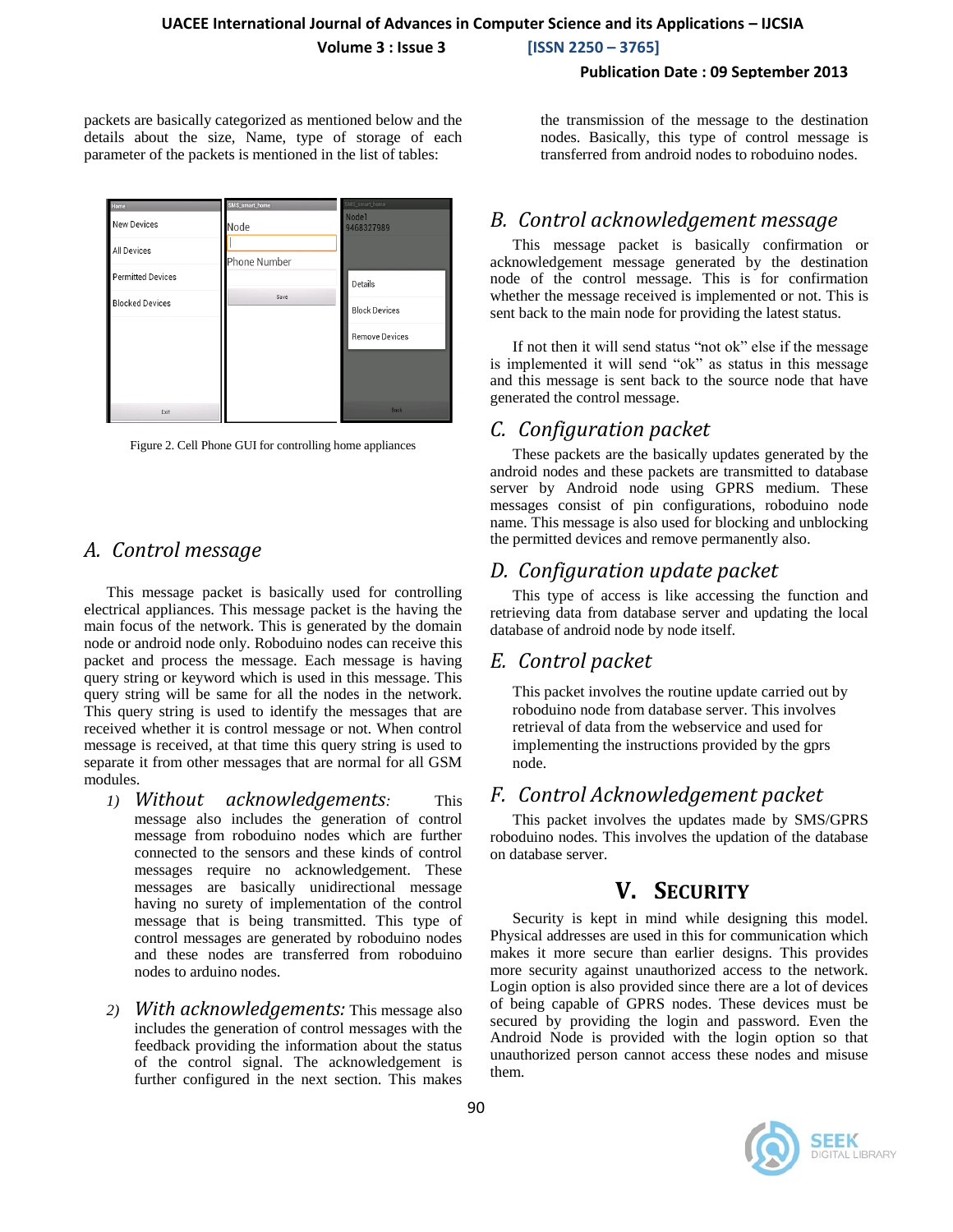packets are basically categorized as mentioned below and the details about the size, Name, type of storage of each parameter of the packets is mentioned in the list of tables:

Figure 2. Cell Phone GUI for controlling home appliances

## A. Control message

This message packet is basically used for controlling electrical appliances. This message packet is the having the main focus of the network. This is generated by the domain node or android node only. Roboduino nodes can receive this packet and process the message. Each message is having query string or keyword which is used in this message. This query string will be same for all the nodes in the network. This query string is used to identify the messages that are received whether it is control message or not. When control message is received, at that time this query string is used to separate it from other messages that are normal for all GSM modules.

1) *Without acknowledgements:* This message also includes the generation of control message from roboduino nodes which are further connected to the sensors and these kinds of control messages require no acknowledgement. These messages are basically unidirectional message having no surety of implementation of the control message that is being transmitted. This type of control messages are generated by roboduino nodes and these nodes are transferred from roboduino nodes to arduino nodes.

2) *With acknowledgements:* This message also includes the generation of control messages with the feedback providing the information about the status of the control signal. The acknowledgement is further configured in the next section. This makes the transmission of the message to the destination nodes. Basically, this type of control message is transferred from android nodes to roboduino nodes.

## B. Control acknowledgement message

This message packet is basically confirmation or acknowledgement message generated by the destination node of the control message. This is for confirmation whether the message received is implemented or not. This is sent back to the main node for providing the latest status.

If not then it will send status "not ok" else if the message is implemented it will send "ok" as status in this message and this message is sent back to the source node that have generated the control message.

## C. Configuration packet

These packets are the basically updates generated by the android nodes and these packets are transmitted to database server by Android node using GPRS medium. These messages consist of pin configurations, roboduino node name. This message is also used for blocking and unblocking the permitted devices and remove permanently also.

## D. Configuration update packet

This type of access is like accessing the function and retrieving data from database server and updating the local database of android node by node itself.

## E. Control packet

This packet involves the routine update carried out by roboduino node from database server. This involves retrieval of data from the webservice and used for implementing the instructions provided by the gprs node.

## F. Control Acknowledgement packet

This packet involves the updates made by SMS/GPRS roboduino nodes. This involves the updation of the database on database server.

# V. Security

Security is kept in mind while designing this model. Physical addresses are used in this for communication which makes it more secure than earlier designs. This provides more security against unauthorized access to the network. Login option is also provided since there are a lot of devices of being capable of GPRS nodes. These devices must be secured by providing the login and password. Even the Android Node is provided with the login option so that unauthorized person cannot access these nodes and misuse them.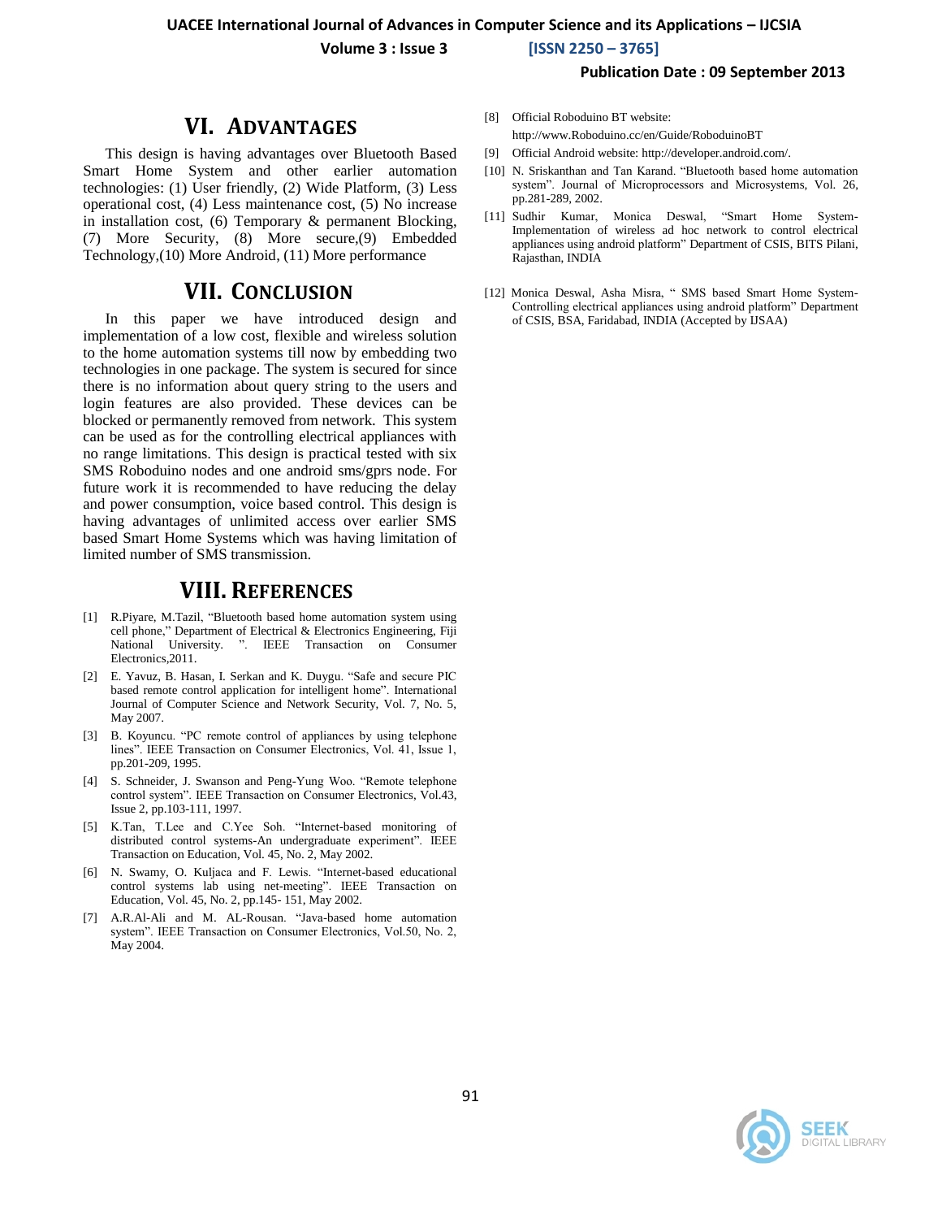## VI. Advantages

This design is having advantages over Bluetooth Based Smart Home System and other earlier automation technologies: (1) User friendly, (2) Wide Platform, (3) Less operational cost, (4) Less maintenance cost, (5) No increase in installation cost, (6) Temporary & permanent Blocking, (7) More Security, (8) More secure,(9) Embedded Technology,(10) More Android, (11) More performance

## VII. Conclusion

In this paper we have introduced design and implementation of a low cost, flexible and wireless solution to the home automation systems till now by embedding two technologies in one package. The system is secured for since there is no information about query string to the users and login features are also provided. These devices can be blocked or permanently removed from network. This system can be used as for the controlling electrical appliances with no range limitations. This design is practical tested with six SMS Roboduino nodes and one android sms/gprs node. For future work it is recommended to have reducing the delay and power consumption, voice based control. This design is having advantages of unlimited access over earlier SMS based Smart Home Systems which was having limitation of limited number of SMS transmission.

## VIII. References

[1] R.Piyare, M.Tazil, "Bluetooth based home automation system using cell phone," Department of Electrical & Electronics Engineering, Fiji National University. ". IEEE Transaction on Consumer Electronics,2011.

[2] E. Yavuz, B. Hasan, I. Serkan and K. Duygu. "Safe and secure PIC based remote control application for intelligent home". International Journal of Computer Science and Network Security, Vol. 7, No. 5, May 2007.

[3] B. Koyuncu. "PC remote control of appliances by using telephone lines". IEEE Transaction on Consumer Electronics, Vol. 41, Issue 1, pp.201-209, 1995.

[4] S. Schneider, J. Swanson and Peng-Yung Woo. "Remote telephone control system". IEEE Transaction on Consumer Electronics, Vol.43, Issue 2, pp.103-111, 1997.

[5] K.Tan, T.Lee and C.Yee Soh. "Internet-based monitoring of distributed control systems-An undergraduate experiment". IEEE Transaction on Education, Vol. 45, No. 2, May 2002.

[6] N. Swamy, O. Kuljaca and F. Lewis. "Internet-based educational control systems lab using net-meeting". IEEE Transaction on Education, Vol. 45, No. 2, pp.145- 151, May 2002.

[7] A.R.Al-Ali and M. AL-Rousan. "Java-based home automation system". IEEE Transaction on Consumer Electronics, Vol.50, No. 2, May 2004.

[8] Official Roboduino BT website: http://www.Roboduino.cc/en/Guide/RoboduinoBT

[9] Official Android website: http://developer.android.com/.

[10] N. Sriskanthan and Tan Karand. "Bluetooth based home automation system". Journal of Microprocessors and Microsystems, Vol. 26, pp.281-289, 2002.

[11] Sudhir Kumar, Monica Deswal, "Smart Home System- Implementation of wireless ad hoc network to control electrical appliances using android platform" Department of CSIS, BITS Pilani, Rajasthan, INDIA

[12] Monica Deswal, Asha Misra, " SMS based Smart Home System- Controlling electrical appliances using android platform" Department of CSIS, BSA, Faridabad, INDIA (Accepted by IJSAA)